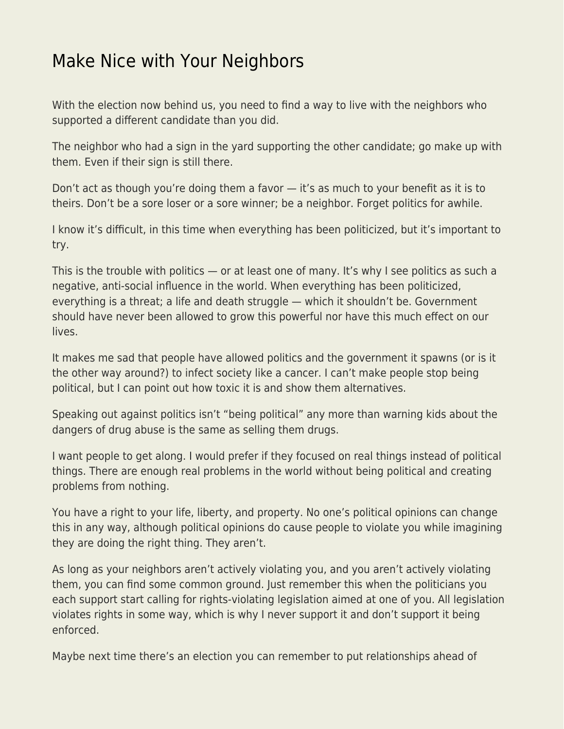# Make Nice with Your Neighbors

With the election now behind us, you need to find a way to live with the neighbors who supported a different candidate than you did.

The neighbor who had a sign in the yard supporting the other candidate; go make up with them. Even if their sign is still there.

Don't act as though you're doing them a favor — it's as much to your benefit as it is to theirs. Don't be a sore loser or a sore winner; be a neighbor. Forget politics for awhile.

I know it's difficult, in this time when everything has been politicized, but it's important to try.

This is the trouble with politics — or at least one of many. It's why I see politics as such a negative, anti-social influence in the world. When everything has been politicized, everything is a threat; a life and death struggle — which it shouldn't be. Government should have never been allowed to grow this powerful nor have this much effect on our lives.

It makes me sad that people have allowed politics and the government it spawns (or is it the other way around?) to infect society like a cancer. I can't make people stop being political, but I can point out how toxic it is and show them alternatives.

Speaking out against politics isn't "being political" any more than warning kids about the dangers of drug abuse is the same as selling them drugs.

I want people to get along. I would prefer if they focused on real things instead of political things. There are enough real problems in the world without being political and creating problems from nothing.

You have a right to your life, liberty, and property. No one's political opinions can change this in any way, although political opinions do cause people to violate you while imagining they are doing the right thing. They aren't.

As long as your neighbors aren't actively violating you, and you aren't actively violating them, you can find some common ground. Just remember this when the politicians you each support start calling for rights-violating legislation aimed at one of you. All legislation violates rights in some way, which is why I never support it and don't support it being enforced.

Maybe next time there's an election you can remember to put relationships ahead of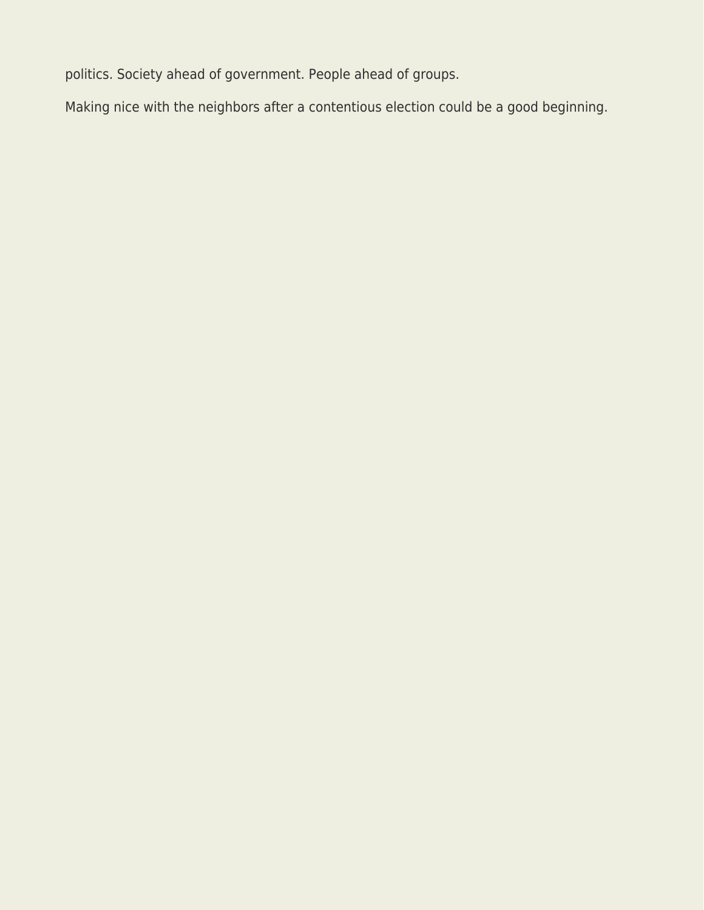politics. Society ahead of government. People ahead of groups.

Making nice with the neighbors after a contentious election could be a good beginning.